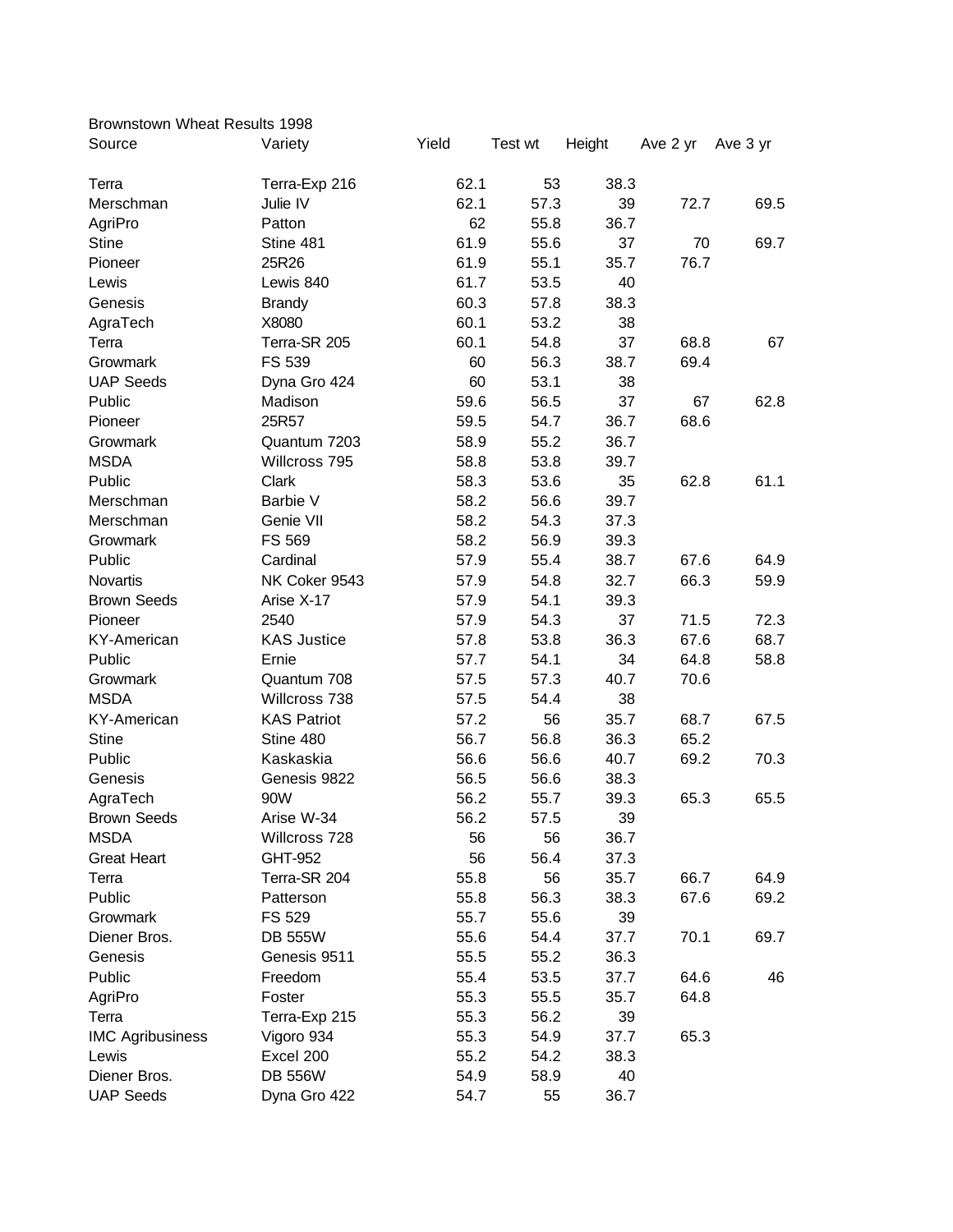Brownstown Wheat Results 1998

| Source | Variety | Yield | Test wt | Height | Ave 2 yr | Ave 3 yr |
|---|---|---|---|---|---|---|
| Terra | Terra-Exp 216 | 62.1 | 53 | 38.3 | | |
| Merschman | Julie IV | 62.1 | 57.3 | 39 | 72.7 | 69.5 |
| AgriPro | Patton | 62 | 55.8 | 36.7 | | |
| Stine | Stine 481 | 61.9 | 55.6 | 37 | 70 | 69.7 |
| Pioneer | 25R26 | 61.9 | 55.1 | 35.7 | 76.7 | |
| Lewis | Lewis 840 | 61.7 | 53.5 | 40 | | |
| Genesis | Brandy | 60.3 | 57.8 | 38.3 | | |
| AgraTech | X8080 | 60.1 | 53.2 | 38 | | |
| Terra | Terra-SR 205 | 60.1 | 54.8 | 37 | 68.8 | 67 |
| Growmark | FS 539 | 60 | 56.3 | 38.7 | 69.4 | |
| UAP Seeds | Dyna Gro 424 | 60 | 53.1 | 38 | | |
| Public | Madison | 59.6 | 56.5 | 37 | 67 | 62.8 |
| Pioneer | 25R57 | 59.5 | 54.7 | 36.7 | 68.6 | |
| Growmark | Quantum 7203 | 58.9 | 55.2 | 36.7 | | |
| MSDA | Willcross 795 | 58.8 | 53.8 | 39.7 | | |
| Public | Clark | 58.3 | 53.6 | 35 | 62.8 | 61.1 |
| Merschman | Barbie V | 58.2 | 56.6 | 39.7 | | |
| Merschman | Genie VII | 58.2 | 54.3 | 37.3 | | |
| Growmark | FS 569 | 58.2 | 56.9 | 39.3 | | |
| Public | Cardinal | 57.9 | 55.4 | 38.7 | 67.6 | 64.9 |
| Novartis | NK Coker 9543 | 57.9 | 54.8 | 32.7 | 66.3 | 59.9 |
| Brown Seeds | Arise X-17 | 57.9 | 54.1 | 39.3 | | |
| Pioneer | 2540 | 57.9 | 54.3 | 37 | 71.5 | 72.3 |
| KY-American | KAS Justice | 57.8 | 53.8 | 36.3 | 67.6 | 68.7 |
| Public | Ernie | 57.7 | 54.1 | 34 | 64.8 | 58.8 |
| Growmark | Quantum 708 | 57.5 | 57.3 | 40.7 | 70.6 | |
| MSDA | Willcross 738 | 57.5 | 54.4 | 38 | | |
| KY-American | KAS Patriot | 57.2 | 56 | 35.7 | 68.7 | 67.5 |
| Stine | Stine 480 | 56.7 | 56.8 | 36.3 | 65.2 | |
| Public | Kaskaskia | 56.6 | 56.6 | 40.7 | 69.2 | 70.3 |
| Genesis | Genesis 9822 | 56.5 | 56.6 | 38.3 | | |
| AgraTech | 90W | 56.2 | 55.7 | 39.3 | 65.3 | 65.5 |
| Brown Seeds | Arise W-34 | 56.2 | 57.5 | 39 | | |
| MSDA | Willcross 728 | 56 | 56 | 36.7 | | |
| Great Heart | GHT-952 | 56 | 56.4 | 37.3 | | |
| Terra | Terra-SR 204 | 55.8 | 56 | 35.7 | 66.7 | 64.9 |
| Public | Patterson | 55.8 | 56.3 | 38.3 | 67.6 | 69.2 |
| Growmark | FS 529 | 55.7 | 55.6 | 39 | | |
| Diener Bros. | DB 555W | 55.6 | 54.4 | 37.7 | 70.1 | 69.7 |
| Genesis | Genesis 9511 | 55.5 | 55.2 | 36.3 | | |
| Public | Freedom | 55.4 | 53.5 | 37.7 | 64.6 | 46 |
| AgriPro | Foster | 55.3 | 55.5 | 35.7 | 64.8 | |
| Terra | Terra-Exp 215 | 55.3 | 56.2 | 39 | | |
| IMC Agribusiness | Vigoro 934 | 55.3 | 54.9 | 37.7 | 65.3 | |
| Lewis | Excel 200 | 55.2 | 54.2 | 38.3 | | |
| Diener Bros. | DB 556W | 54.9 | 58.9 | 40 | | |
| UAP Seeds | Dyna Gro 422 | 54.7 | 55 | 36.7 | | |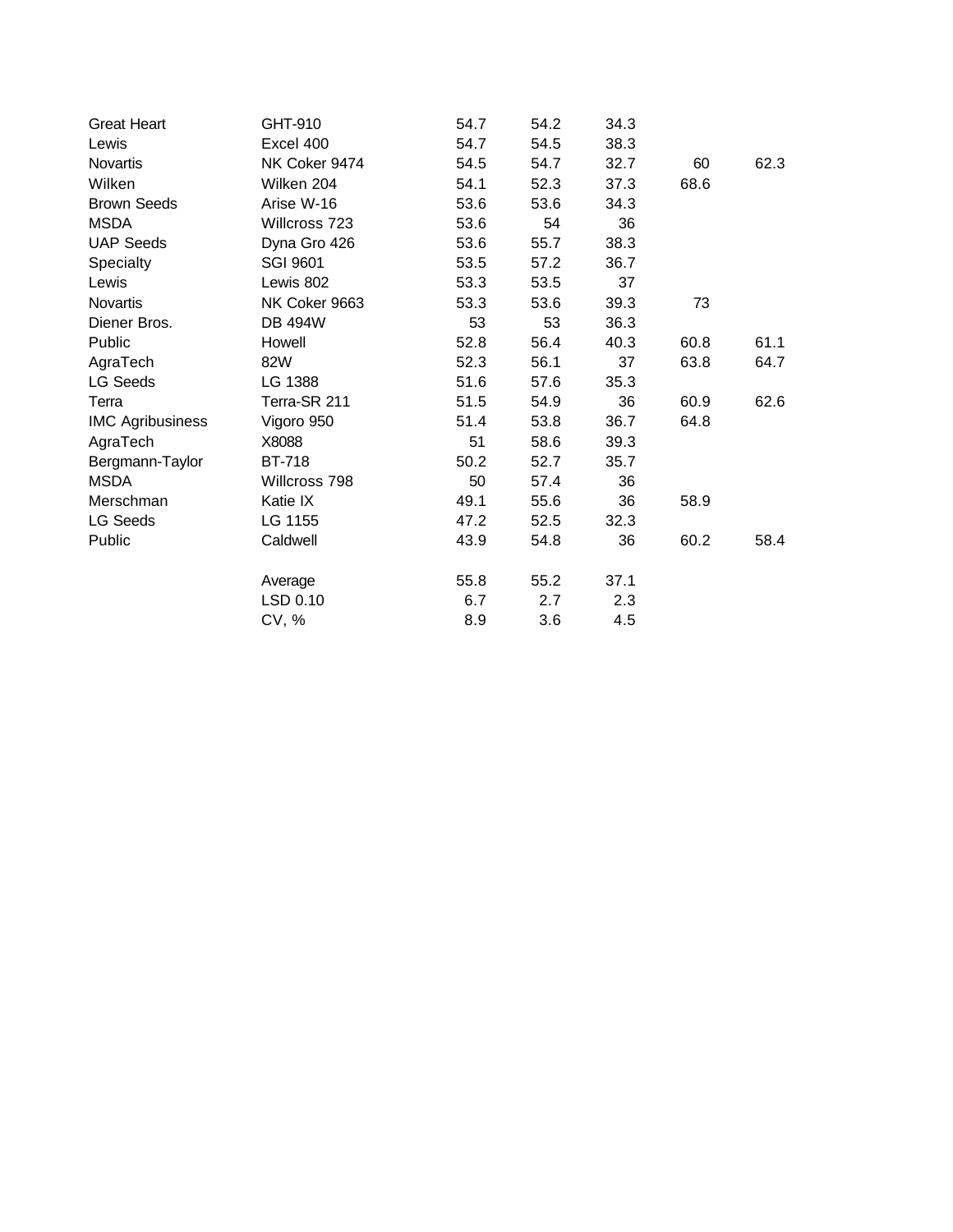| | | | | | | |
|---|---|---|---|---|---|---|
| Great Heart | GHT-910 | 54.7 | 54.2 | 34.3 | | |
| Lewis | Excel 400 | 54.7 | 54.5 | 38.3 | | |
| Novartis | NK Coker 9474 | 54.5 | 54.7 | 32.7 | 60 | 62.3 |
| Wilken | Wilken 204 | 54.1 | 52.3 | 37.3 | 68.6 | |
| Brown Seeds | Arise W-16 | 53.6 | 53.6 | 34.3 | | |
| MSDA | Willcross 723 | 53.6 | 54 | 36 | | |
| UAP Seeds | Dyna Gro 426 | 53.6 | 55.7 | 38.3 | | |
| Specialty | SGI 9601 | 53.5 | 57.2 | 36.7 | | |
| Lewis | Lewis 802 | 53.3 | 53.5 | 37 | | |
| Novartis | NK Coker 9663 | 53.3 | 53.6 | 39.3 | 73 | |
| Diener Bros. | DB 494W | 53 | 53 | 36.3 | | |
| Public | Howell | 52.8 | 56.4 | 40.3 | 60.8 | 61.1 |
| AgraTech | 82W | 52.3 | 56.1 | 37 | 63.8 | 64.7 |
| LG Seeds | LG 1388 | 51.6 | 57.6 | 35.3 | | |
| Terra | Terra-SR 211 | 51.5 | 54.9 | 36 | 60.9 | 62.6 |
| IMC Agribusiness | Vigoro 950 | 51.4 | 53.8 | 36.7 | 64.8 | |
| AgraTech | X8088 | 51 | 58.6 | 39.3 | | |
| Bergmann-Taylor | BT-718 | 50.2 | 52.7 | 35.7 | | |
| MSDA | Willcross 798 | 50 | 57.4 | 36 | | |
| Merschman | Katie IX | 49.1 | 55.6 | 36 | 58.9 | |
| LG Seeds | LG 1155 | 47.2 | 52.5 | 32.3 | | |
| Public | Caldwell | 43.9 | 54.8 | 36 | 60.2 | 58.4 |
| | | | | | | |
| | Average | 55.8 | 55.2 | 37.1 | | |
| | LSD 0.10 | 6.7 | 2.7 | 2.3 | | |
| | CV, % | 8.9 | 3.6 | 4.5 | | |